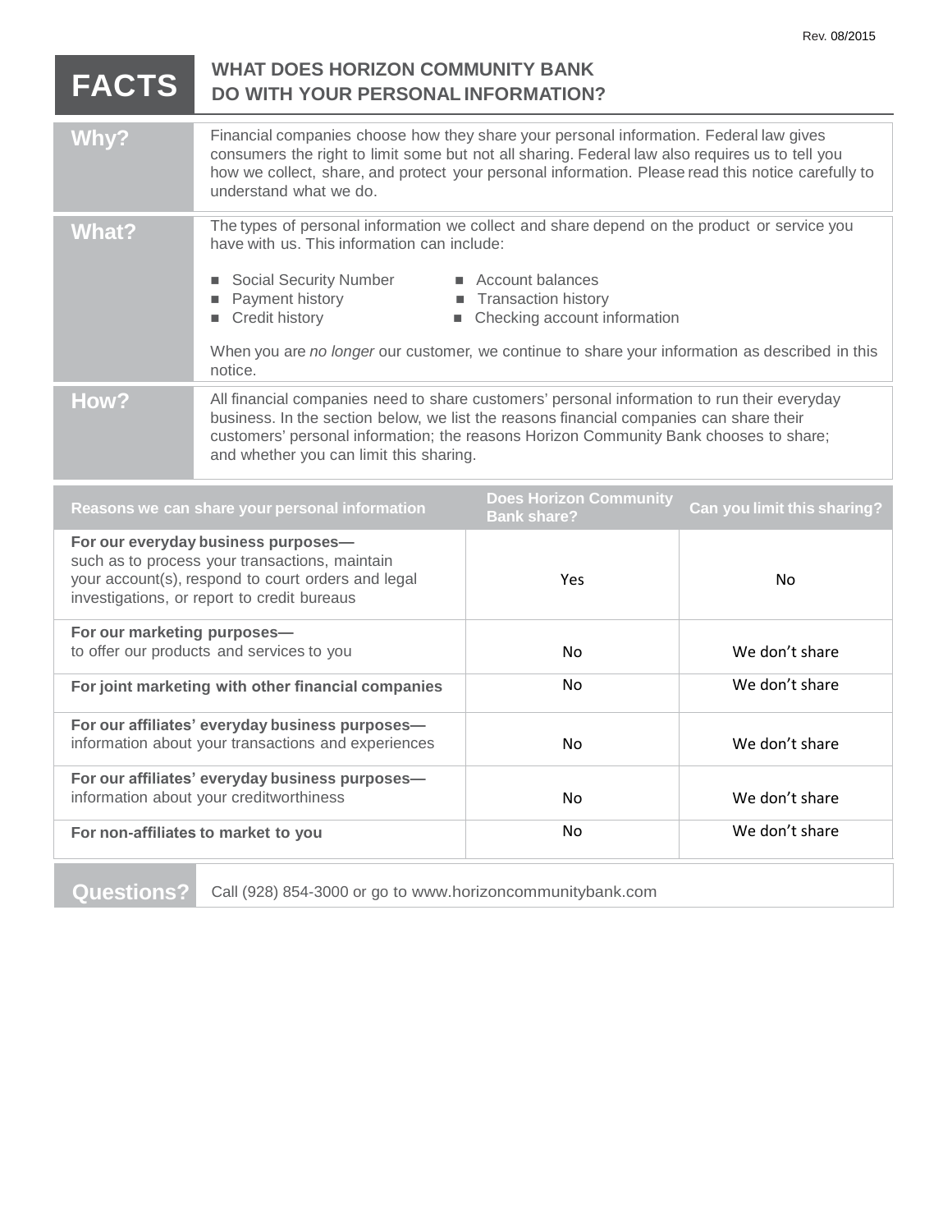Rev. 08/2015

# FACTS — WHAT DOES HORIZON COMMUNITY BANK DO WITH YOUR PERSONAL INFORMATION?

| | |
|---|---|
| **Why?** | Financial companies choose how they share your personal information. Federal law gives consumers the right to limit some but not all sharing. Federal law also requires us to tell you how we collect, share, and protect your personal information. Please read this notice carefully to understand what we do. |
| **What?** | The types of personal information we collect and share depend on the product or service you have with us. This information can include:<br>■ Social Security Number<br>■ Payment history<br>■ Credit history<br>■ Account balances<br>■ Transaction history<br>■ Checking account information<br><br>When you are *no longer* our customer, we continue to share your information as described in this notice. |
| **How?** | All financial companies need to share customers' personal information to run their everyday business. In the section below, we list the reasons financial companies can share their customers' personal information; the reasons Horizon Community Bank chooses to share; and whether you can limit this sharing. |

| Reasons we can share your personal information | Does Horizon Community Bank share? | Can you limit this sharing? |
|---|---|---|
| **For our everyday business purposes—** such as to process your transactions, maintain your account(s), respond to court orders and legal investigations, or report to credit bureaus | Yes | No |
| **For our marketing purposes—** to offer our products and services to you | No | We don't share |
| **For joint marketing with other financial companies** | No | We don't share |
| **For our affiliates' everyday business purposes—** information about your transactions and experiences | No | We don't share |
| **For our affiliates' everyday business purposes—** information about your creditworthiness | No | We don't share |
| **For non-affiliates to market to you** | No | We don't share |

| | |
|---|---|
| **Questions?** | Call (928) 854-3000 or go to www.horizoncommunitybank.com |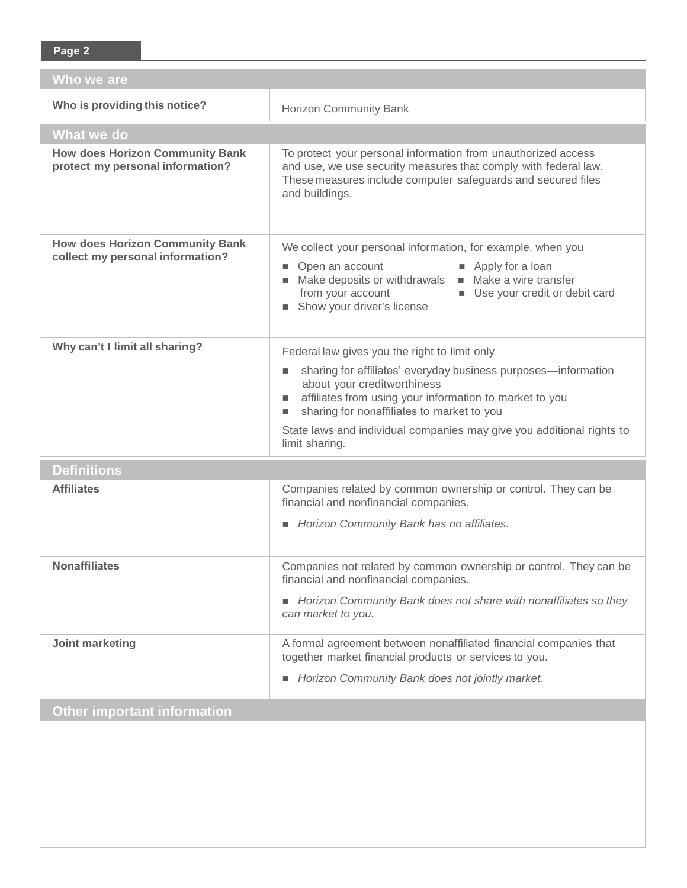## Who we are

| | |
|---|---|
| **Who is providing this notice?** | Horizon Community Bank |

## What we do

| | |
|---|---|
| **How does Horizon Community Bank protect my personal information?** | To protect your personal information from unauthorized access and use, we use security measures that comply with federal law. These measures include computer safeguards and secured files and buildings. |
| **How does Horizon Community Bank collect my personal information?** | We collect your personal information, for example, when you<br>■ Open an account<br>■ Make deposits or withdrawals from your account<br>■ Show your driver's license<br>■ Apply for a loan<br>■ Make a wire transfer<br>■ Use your credit or debit card |
| **Why can't I limit all sharing?** | Federal law gives you the right to limit only<br>■ sharing for affiliates' everyday business purposes—information about your creditworthiness<br>■ affiliates from using your information to market to you<br>■ sharing for nonaffiliates to market to you<br>State laws and individual companies may give you additional rights to limit sharing. |

## Definitions

| | |
|---|---|
| **Affiliates** | Companies related by common ownership or control. They can be financial and nonfinancial companies.<br>■ *Horizon Community Bank has no affiliates.* |
| **Nonaffiliates** | Companies not related by common ownership or control. They can be financial and nonfinancial companies.<br>■ *Horizon Community Bank does not share with nonaffiliates so they can market to you.* |
| **Joint marketing** | A formal agreement between nonaffiliated financial companies that together market financial products or services to you.<br>■ *Horizon Community Bank does not jointly market.* |

## Other important information